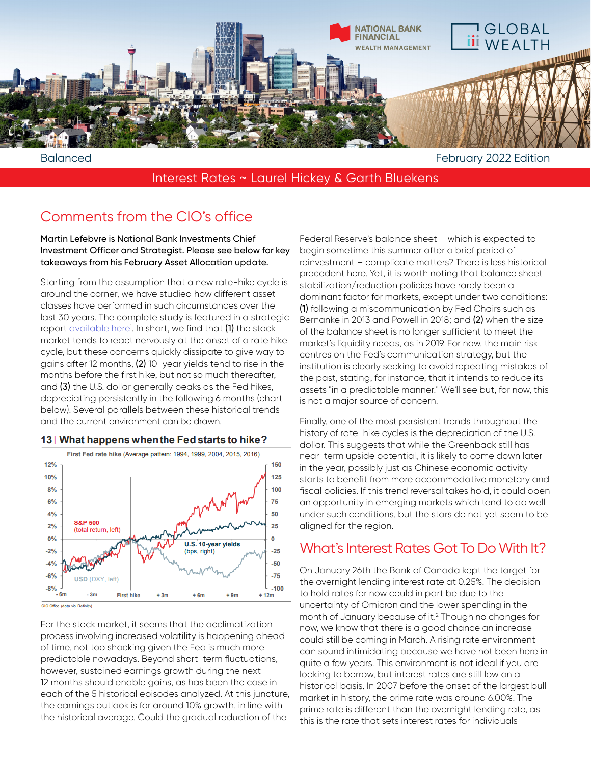Balanced

February 2022 Edition

Interest Rates ~ Laurel Hickey & Garth Bluekens

## Comments from the CIO's office

**Martin Lefebvre is National Bank Investments Chief Investment Officer and Strategist. Please see below for key takeaways from his February Asset Allocation update.**

Starting from the assumption that a new rate-hike cycle is around the corner, we have studied how different asset classes have performed in such circumstances over the last 30 years. The complete study is featured in a strategic report available here[1]. In short, we find that **(1)** the stock market tends to react nervously at the onset of a rate hike cycle, but these concerns quickly dissipate to give way to gains after 12 months, **(2)** 10-year yields tend to rise in the months before the first hike, but not so much thereafter, and **(3)** the U.S. dollar generally peaks as the Fed hikes, depreciating persistently in the following 6 months (chart below). Several parallels between these historical trends and the current environment can be drawn.

**13 | What happens when the Fed starts to hike?**

First Fed rate hike (Average pattern: 1994, 1999, 2004, 2015, 2016)

CIO Office (data via Refinitiv).

For the stock market, it seems that the acclimatization process involving increased volatility is happening ahead of time, not too shocking given the Fed is much more predictable nowadays. Beyond short-term fluctuations, however, sustained earnings growth during the next 12 months should enable gains, as has been the case in each of the 5 historical episodes analyzed. At this juncture, the earnings outlook is for around 10% growth, in line with the historical average. Could the gradual reduction of the Federal Reserve's balance sheet – which is expected to begin sometime this summer after a brief period of reinvestment – complicate matters? There is less historical precedent here. Yet, it is worth noting that balance sheet stabilization/reduction policies have rarely been a dominant factor for markets, except under two conditions: **(1)** following a miscommunication by Fed Chairs such as Bernanke in 2013 and Powell in 2018; and **(2)** when the size of the balance sheet is no longer sufficient to meet the market's liquidity needs, as in 2019. For now, the main risk centres on the Fed's communication strategy, but the institution is clearly seeking to avoid repeating mistakes of the past, stating, for instance, that it intends to reduce its assets "in a predictable manner." We'll see but, for now, this is not a major source of concern.

Finally, one of the most persistent trends throughout the history of rate-hike cycles is the depreciation of the U.S. dollar. This suggests that while the Greenback still has near-term upside potential, it is likely to come down later in the year, possibly just as Chinese economic activity starts to benefit from more accommodative monetary and fiscal policies. If this trend reversal takes hold, it could open an opportunity in emerging markets which tend to do well under such conditions, but the stars do not yet seem to be aligned for the region.

## What's Interest Rates Got To Do With It?

On January 26th the Bank of Canada kept the target for the overnight lending interest rate at 0.25%. The decision to hold rates for now could in part be due to the uncertainty of Omicron and the lower spending in the month of January because of it.[2] Though no changes for now, we know that there is a good chance an increase could still be coming in March. A rising rate environment can sound intimidating because we have not been here in quite a few years. This environment is not ideal if you are looking to borrow, but interest rates are still low on a historical basis. In 2007 before the onset of the largest bull market in history, the prime rate was around 6.00%. The prime rate is different than the overnight lending rate, as this is the rate that sets interest rates for individuals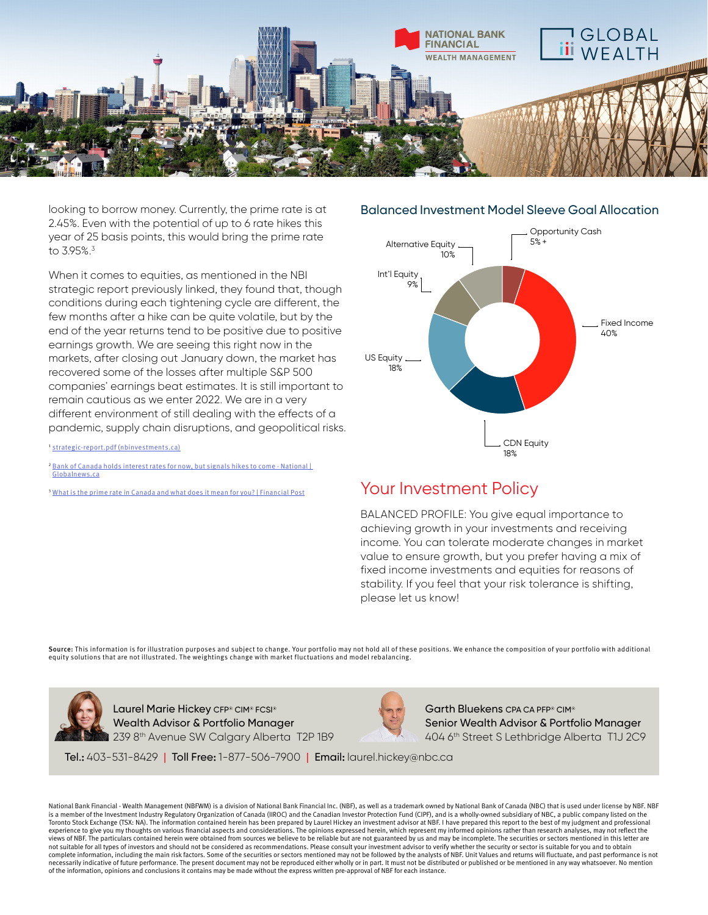looking to borrow money. Currently, the prime rate is at 2.45%. Even with the potential of up to 6 rate hikes this year of 25 basis points, this would bring the prime rate to 3.95%.[3]

When it comes to equities, as mentioned in the NBI strategic report previously linked, they found that, though conditions during each tightening cycle are different, the few months after a hike can be quite volatile, but by the end of the year returns tend to be positive due to positive earnings growth. We are seeing this right now in the markets, after closing out January down, the market has recovered some of the losses after multiple S&P 500 companies' earnings beat estimates. It is still important to remain cautious as we enter 2022. We are in a very different environment of still dealing with the effects of a pandemic, supply chain disruptions, and geopolitical risks.

[1] strategic-report.pdf (nbinvestments.ca)

[2] Bank of Canada holds interest rates for now, but signals hikes to come - National | Globalnews.ca

[3] What is the prime rate in Canada and what does it mean for you? | Financial Post

## Balanced Investment Model Sleeve Goal Allocation

Opportunity Cash 5% +
Alternative Equity 10%
Int'l Equity 9%
US Equity 18%
CDN Equity 18%
Fixed Income 40%

## Your Investment Policy

BALANCED PROFILE: You give equal importance to achieving growth in your investments and receiving income. You can tolerate moderate changes in market value to ensure growth, but you prefer having a mix of fixed income investments and equities for reasons of stability. If you feel that your risk tolerance is shifting, please let us know!

**Source:** This information is for illustration purposes and subject to change. Your portfolio may not hold all of these positions. We enhance the composition of your portfolio with additional equity solutions that are not illustrated. The weightings change with market fluctuations and model rebalancing.

Laurel Marie Hickey CFP® CIM® FCSI®
Wealth Advisor & Portfolio Manager
239 8th Avenue SW Calgary Alberta T2P 1B9

Garth Bluekens CPA CA PFP® CIM®
Senior Wealth Advisor & Portfolio Manager
404 6th Street S Lethbridge Alberta T1J 2C9

**Tel.:** 403-531-8429 | **Toll Free:** 1-877-506-7900 | **Email:** laurel.hickey@nbc.ca

National Bank Financial - Wealth Management (NBFWM) is a division of National Bank Financial Inc. (NBF), as well as a trademark owned by National Bank of Canada (NBC) that is used under license by NBF. NBF is a member of the Investment Industry Regulatory Organization of Canada (IIROC) and the Canadian Investor Protection Fund (CIPF), and is a wholly-owned subsidiary of NBC, a public company listed on the Toronto Stock Exchange (TSX: NA). The information contained herein has been prepared by Laurel Hickey an investment advisor at NBF. I have prepared this report to the best of my judgment and professional experience to give you my thoughts on various financial aspects and considerations. The opinions expressed herein, which represent my informed opinions rather than research analyses, may not reflect the views of NBF. The particulars contained herein were obtained from sources we believe to be reliable but are not guaranteed by us and may be incomplete. The securities or sectors mentioned in this letter are not suitable for all types of investors and should not be considered as recommendations. Please consult your investment advisor to verify whether the security or sector is suitable for you and to obtain complete information, including the main risk factors. Some of the securities or sectors mentioned may not be followed by the analysts of NBF. Unit Values and returns will fluctuate, and past performance is not necessarily indicative of future performance. The present document may not be reproduced either wholly or in part. It must not be distributed or published or be mentioned in any way whatsoever. No mention of the information, opinions and conclusions it contains may be made without the express written pre-approval of NBF for each instance.